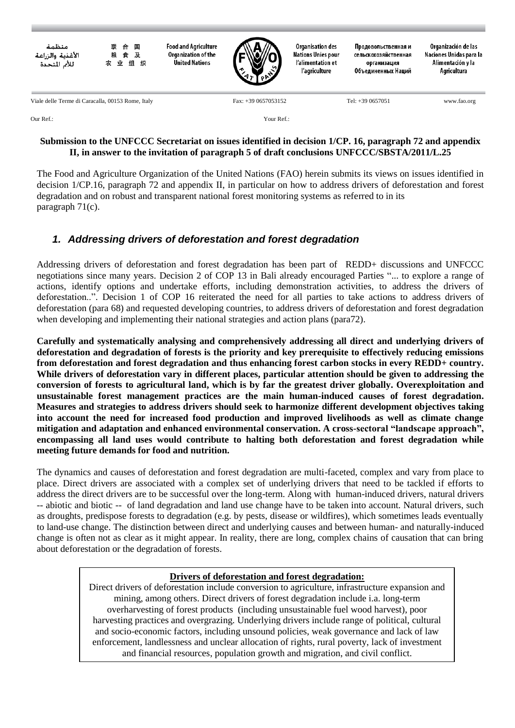منظمة الأغذية والزراعة للأمم المتحدة

联合国粮食及农业组织

Food and Agriculture Organization of the United Nations

Organisation des Nations Unies pour l'alimentation et l'agriculture

Продовольственная и сельскохозяйственная организация Объединенных Наций

Organización de las Naciones Unidas para la Alimentación y la Agricultura

Viale delle Terme di Caracalla, 00153 Rome, Italy | Fax: +39 0657053152 | Tel: +39 0657051 | www.fao.org

Our Ref.: Your Ref.:

**Submission to the UNFCCC Secretariat on issues identified in decision 1/CP. 16, paragraph 72 and appendix II, in answer to the invitation of paragraph 5 of draft conclusions UNFCCC/SBSTA/2011/L.25**

The Food and Agriculture Organization of the United Nations (FAO) herein submits its views on issues identified in decision 1/CP.16, paragraph 72 and appendix II, in particular on how to address drivers of deforestation and forest degradation and on robust and transparent national forest monitoring systems as referred to in its paragraph 71(c).

## *1. Addressing drivers of deforestation and forest degradation*

Addressing drivers of deforestation and forest degradation has been part of REDD+ discussions and UNFCCC negotiations since many years. Decision 2 of COP 13 in Bali already encouraged Parties "... to explore a range of actions, identify options and undertake efforts, including demonstration activities, to address the drivers of deforestation..". Decision 1 of COP 16 reiterated the need for all parties to take actions to address drivers of deforestation (para 68) and requested developing countries, to address drivers of deforestation and forest degradation when developing and implementing their national strategies and action plans (para72).

**Carefully and systematically analysing and comprehensively addressing all direct and underlying drivers of deforestation and degradation of forests is the priority and key prerequisite to effectively reducing emissions from deforestation and forest degradation and thus enhancing forest carbon stocks in every REDD+ country. While drivers of deforestation vary in different places, particular attention should be given to addressing the conversion of forests to agricultural land, which is by far the greatest driver globally. Overexploitation and unsustainable forest management practices are the main human-induced causes of forest degradation. Measures and strategies to address drivers should seek to harmonize different development objectives taking into account the need for increased food production and improved livelihoods as well as climate change mitigation and adaptation and enhanced environmental conservation. A cross-sectoral "landscape approach", encompassing all land uses would contribute to halting both deforestation and forest degradation while meeting future demands for food and nutrition.**

The dynamics and causes of deforestation and forest degradation are multi-faceted, complex and vary from place to place. Direct drivers are associated with a complex set of underlying drivers that need to be tackled if efforts to address the direct drivers are to be successful over the long-term. Along with human-induced drivers, natural drivers -- abiotic and biotic -- of land degradation and land use change have to be taken into account. Natural drivers, such as droughts, predispose forests to degradation (e.g. by pests, disease or wildfires), which sometimes leads eventually to land-use change. The distinction between direct and underlying causes and between human- and naturally-induced change is often not as clear as it might appear. In reality, there are long, complex chains of causation that can bring about deforestation or the degradation of forests.

**Drivers of deforestation and forest degradation:**

Direct drivers of deforestation include conversion to agriculture, infrastructure expansion and mining, among others. Direct drivers of forest degradation include i.a. long-term overharvesting of forest products (including unsustainable fuel wood harvest), poor harvesting practices and overgrazing. Underlying drivers include range of political, cultural and socio-economic factors, including unsound policies, weak governance and lack of law enforcement, landlessness and unclear allocation of rights, rural poverty, lack of investment and financial resources, population growth and migration, and civil conflict.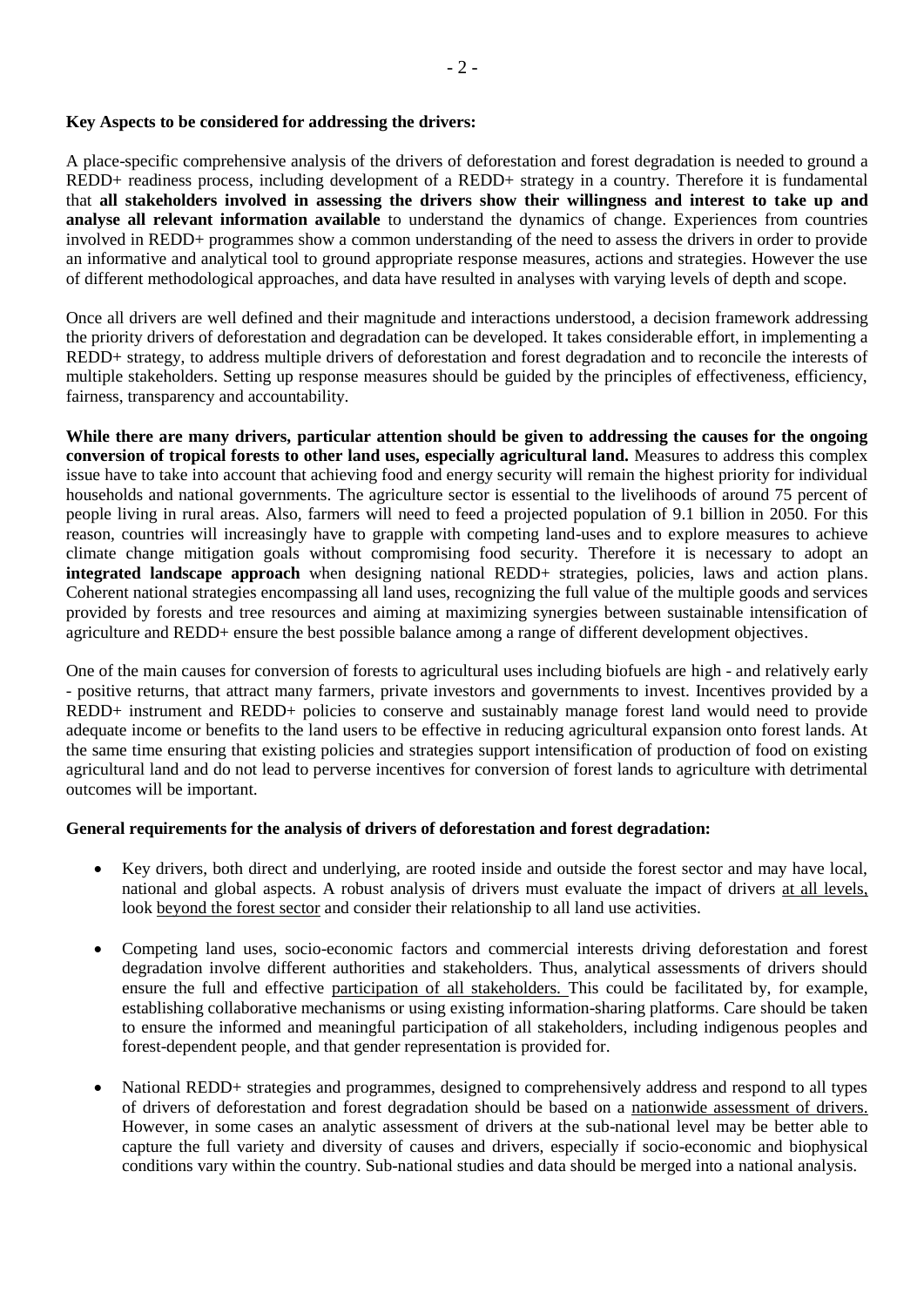**Key Aspects to be considered for addressing the drivers:**

A place-specific comprehensive analysis of the drivers of deforestation and forest degradation is needed to ground a REDD+ readiness process, including development of a REDD+ strategy in a country. Therefore it is fundamental that **all stakeholders involved in assessing the drivers show their willingness and interest to take up and analyse all relevant information available** to understand the dynamics of change. Experiences from countries involved in REDD+ programmes show a common understanding of the need to assess the drivers in order to provide an informative and analytical tool to ground appropriate response measures, actions and strategies. However the use of different methodological approaches, and data have resulted in analyses with varying levels of depth and scope.

Once all drivers are well defined and their magnitude and interactions understood, a decision framework addressing the priority drivers of deforestation and degradation can be developed. It takes considerable effort, in implementing a REDD+ strategy, to address multiple drivers of deforestation and forest degradation and to reconcile the interests of multiple stakeholders. Setting up response measures should be guided by the principles of effectiveness, efficiency, fairness, transparency and accountability.

**While there are many drivers, particular attention should be given to addressing the causes for the ongoing conversion of tropical forests to other land uses, especially agricultural land.** Measures to address this complex issue have to take into account that achieving food and energy security will remain the highest priority for individual households and national governments. The agriculture sector is essential to the livelihoods of around 75 percent of people living in rural areas. Also, farmers will need to feed a projected population of 9.1 billion in 2050. For this reason, countries will increasingly have to grapple with competing land-uses and to explore measures to achieve climate change mitigation goals without compromising food security. Therefore it is necessary to adopt an **integrated landscape approach** when designing national REDD+ strategies, policies, laws and action plans. Coherent national strategies encompassing all land uses, recognizing the full value of the multiple goods and services provided by forests and tree resources and aiming at maximizing synergies between sustainable intensification of agriculture and REDD+ ensure the best possible balance among a range of different development objectives.

One of the main causes for conversion of forests to agricultural uses including biofuels are high - and relatively early - positive returns, that attract many farmers, private investors and governments to invest. Incentives provided by a REDD+ instrument and REDD+ policies to conserve and sustainably manage forest land would need to provide adequate income or benefits to the land users to be effective in reducing agricultural expansion onto forest lands. At the same time ensuring that existing policies and strategies support intensification of production of food on existing agricultural land and do not lead to perverse incentives for conversion of forest lands to agriculture with detrimental outcomes will be important.

**General requirements for the analysis of drivers of deforestation and forest degradation:**

- Key drivers, both direct and underlying, are rooted inside and outside the forest sector and may have local, national and global aspects. A robust analysis of drivers must evaluate the impact of drivers at all levels, look beyond the forest sector and consider their relationship to all land use activities.

- Competing land uses, socio-economic factors and commercial interests driving deforestation and forest degradation involve different authorities and stakeholders. Thus, analytical assessments of drivers should ensure the full and effective participation of all stakeholders. This could be facilitated by, for example, establishing collaborative mechanisms or using existing information-sharing platforms. Care should be taken to ensure the informed and meaningful participation of all stakeholders, including indigenous peoples and forest-dependent people, and that gender representation is provided for.

- National REDD+ strategies and programmes, designed to comprehensively address and respond to all types of drivers of deforestation and forest degradation should be based on a nationwide assessment of drivers. However, in some cases an analytic assessment of drivers at the sub-national level may be better able to capture the full variety and diversity of causes and drivers, especially if socio-economic and biophysical conditions vary within the country. Sub-national studies and data should be merged into a national analysis.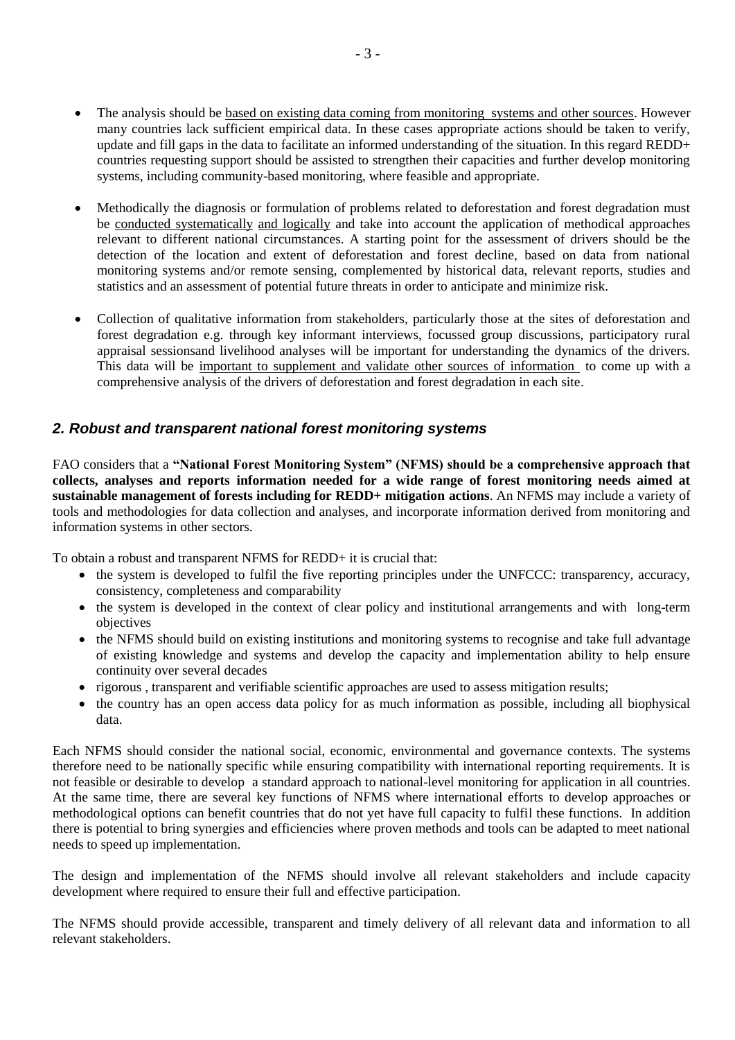- The analysis should be based on existing data coming from monitoring systems and other sources. However many countries lack sufficient empirical data. In these cases appropriate actions should be taken to verify, update and fill gaps in the data to facilitate an informed understanding of the situation. In this regard REDD+ countries requesting support should be assisted to strengthen their capacities and further develop monitoring systems, including community-based monitoring, where feasible and appropriate.

- Methodically the diagnosis or formulation of problems related to deforestation and forest degradation must be conducted systematically and logically and take into account the application of methodical approaches relevant to different national circumstances. A starting point for the assessment of drivers should be the detection of the location and extent of deforestation and forest decline, based on data from national monitoring systems and/or remote sensing, complemented by historical data, relevant reports, studies and statistics and an assessment of potential future threats in order to anticipate and minimize risk.

- Collection of qualitative information from stakeholders, particularly those at the sites of deforestation and forest degradation e.g. through key informant interviews, focussed group discussions, participatory rural appraisal sessionsand livelihood analyses will be important for understanding the dynamics of the drivers. This data will be important to supplement and validate other sources of information to come up with a comprehensive analysis of the drivers of deforestation and forest degradation in each site.

## *2. Robust and transparent national forest monitoring systems*

FAO considers that a **"National Forest Monitoring System" (NFMS) should be a comprehensive approach that collects, analyses and reports information needed for a wide range of forest monitoring needs aimed at sustainable management of forests including for REDD+ mitigation actions**. An NFMS may include a variety of tools and methodologies for data collection and analyses, and incorporate information derived from monitoring and information systems in other sectors.

To obtain a robust and transparent NFMS for REDD+ it is crucial that:

- the system is developed to fulfil the five reporting principles under the UNFCCC: transparency, accuracy, consistency, completeness and comparability
- the system is developed in the context of clear policy and institutional arrangements and with long-term objectives
- the NFMS should build on existing institutions and monitoring systems to recognise and take full advantage of existing knowledge and systems and develop the capacity and implementation ability to help ensure continuity over several decades
- rigorous , transparent and verifiable scientific approaches are used to assess mitigation results;
- the country has an open access data policy for as much information as possible, including all biophysical data.

Each NFMS should consider the national social, economic, environmental and governance contexts. The systems therefore need to be nationally specific while ensuring compatibility with international reporting requirements. It is not feasible or desirable to develop a standard approach to national-level monitoring for application in all countries. At the same time, there are several key functions of NFMS where international efforts to develop approaches or methodological options can benefit countries that do not yet have full capacity to fulfil these functions. In addition there is potential to bring synergies and efficiencies where proven methods and tools can be adapted to meet national needs to speed up implementation.

The design and implementation of the NFMS should involve all relevant stakeholders and include capacity development where required to ensure their full and effective participation.

The NFMS should provide accessible, transparent and timely delivery of all relevant data and information to all relevant stakeholders.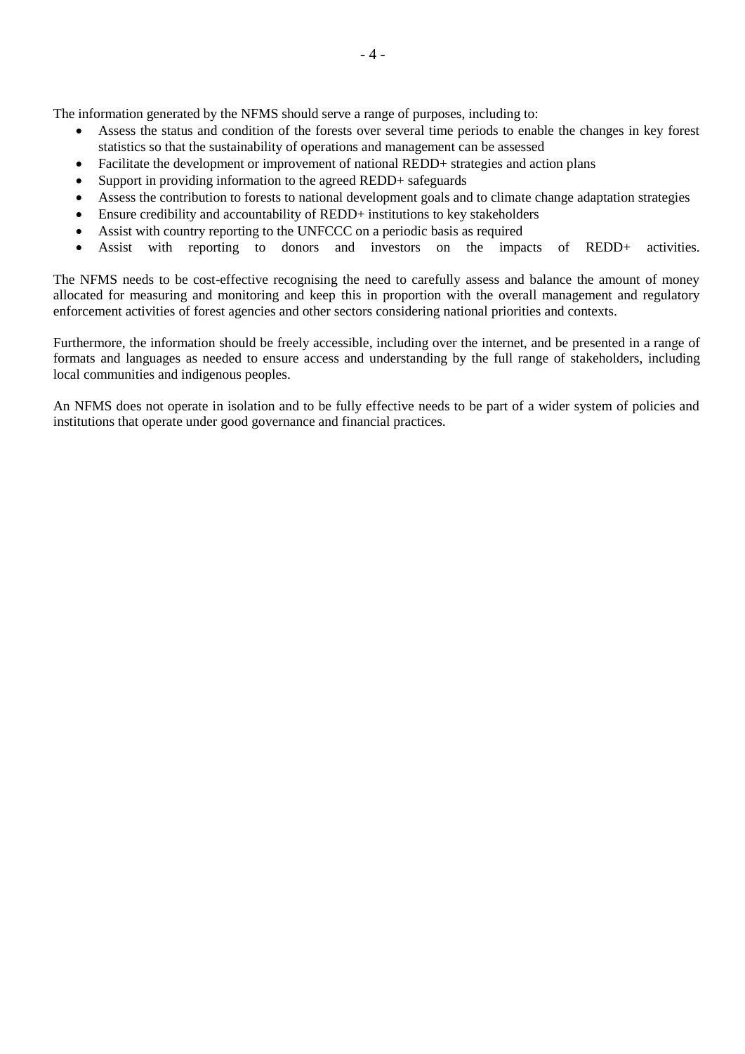The information generated by the NFMS should serve a range of purposes, including to:

- Assess the status and condition of the forests over several time periods to enable the changes in key forest statistics so that the sustainability of operations and management can be assessed
- Facilitate the development or improvement of national REDD+ strategies and action plans
- Support in providing information to the agreed REDD+ safeguards
- Assess the contribution to forests to national development goals and to climate change adaptation strategies
- Ensure credibility and accountability of REDD+ institutions to key stakeholders
- Assist with country reporting to the UNFCCC on a periodic basis as required
- Assist with reporting to donors and investors on the impacts of REDD+ activities.

The NFMS needs to be cost-effective recognising the need to carefully assess and balance the amount of money allocated for measuring and monitoring and keep this in proportion with the overall management and regulatory enforcement activities of forest agencies and other sectors considering national priorities and contexts.

Furthermore, the information should be freely accessible, including over the internet, and be presented in a range of formats and languages as needed to ensure access and understanding by the full range of stakeholders, including local communities and indigenous peoples.

An NFMS does not operate in isolation and to be fully effective needs to be part of a wider system of policies and institutions that operate under good governance and financial practices.